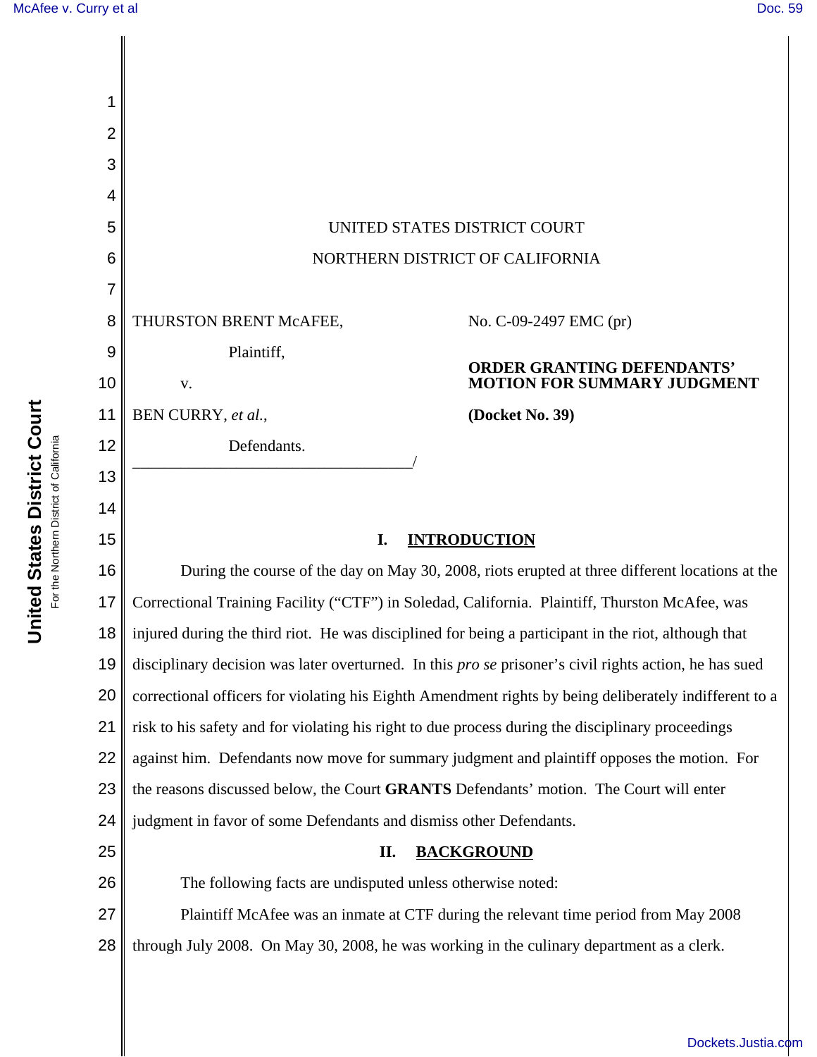UNITED STATES DISTRICT COURT

NORTHERN DISTRICT OF CALIFORNIA

THURSTON BRENT McAFEE,

Plaintiff,

v.

BEN CURRY, *et al.*,

Defendants.

No. C-09-2497 EMC (pr)

**ORDER GRANTING DEFENDANTS' MOTION FOR SUMMARY JUDGMENT**

**(Docket No. 39)**

## I. INTRODUCTION

During the course of the day on May 30, 2008, riots erupted at three different locations at the Correctional Training Facility ("CTF") in Soledad, California. Plaintiff, Thurston McAfee, was injured during the third riot. He was disciplined for being a participant in the riot, although that disciplinary decision was later overturned. In this *pro se* prisoner's civil rights action, he has sued correctional officers for violating his Eighth Amendment rights by being deliberately indifferent to a risk to his safety and for violating his right to due process during the disciplinary proceedings against him. Defendants now move for summary judgment and plaintiff opposes the motion. For the reasons discussed below, the Court **GRANTS** Defendants' motion. The Court will enter judgment in favor of some Defendants and dismiss other Defendants.

## II. BACKGROUND

The following facts are undisputed unless otherwise noted:

Plaintiff McAfee was an inmate at CTF during the relevant time period from May 2008 through July 2008. On May 30, 2008, he was working in the culinary department as a clerk.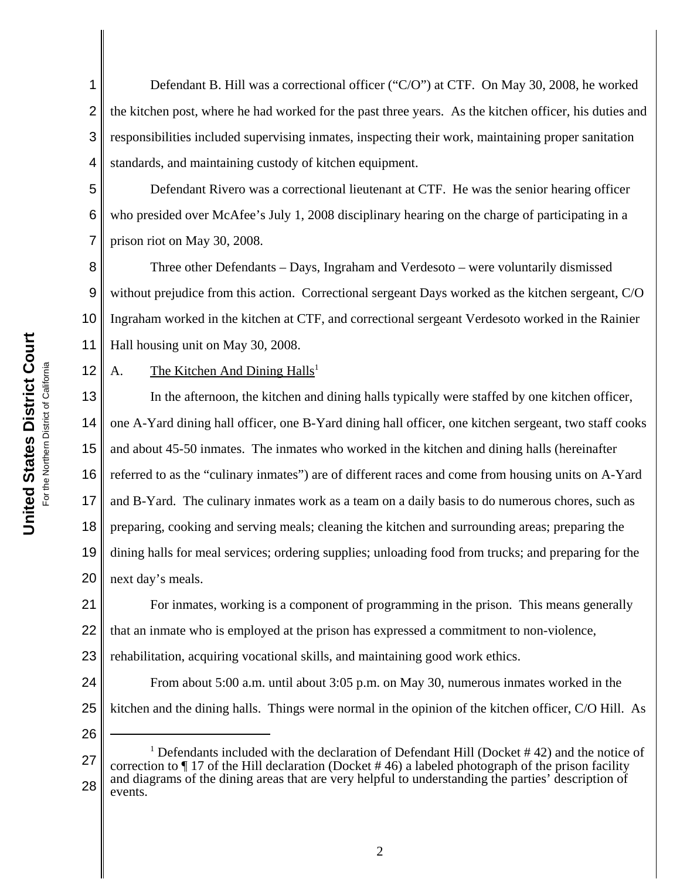Defendant B. Hill was a correctional officer ("C/O") at CTF. On May 30, 2008, he worked the kitchen post, where he had worked for the past three years. As the kitchen officer, his duties and responsibilities included supervising inmates, inspecting their work, maintaining proper sanitation standards, and maintaining custody of kitchen equipment.

Defendant Rivero was a correctional lieutenant at CTF. He was the senior hearing officer who presided over McAfee's July 1, 2008 disciplinary hearing on the charge of participating in a prison riot on May 30, 2008.

Three other Defendants – Days, Ingraham and Verdesoto – were voluntarily dismissed without prejudice from this action. Correctional sergeant Days worked as the kitchen sergeant, C/O Ingraham worked in the kitchen at CTF, and correctional sergeant Verdesoto worked in the Rainier Hall housing unit on May 30, 2008.

A. The Kitchen And Dining Halls[1]

In the afternoon, the kitchen and dining halls typically were staffed by one kitchen officer, one A-Yard dining hall officer, one B-Yard dining hall officer, one kitchen sergeant, two staff cooks and about 45-50 inmates. The inmates who worked in the kitchen and dining halls (hereinafter referred to as the "culinary inmates") are of different races and come from housing units on A-Yard and B-Yard. The culinary inmates work as a team on a daily basis to do numerous chores, such as preparing, cooking and serving meals; cleaning the kitchen and surrounding areas; preparing the dining halls for meal services; ordering supplies; unloading food from trucks; and preparing for the next day's meals.

For inmates, working is a component of programming in the prison. This means generally that an inmate who is employed at the prison has expressed a commitment to non-violence, rehabilitation, acquiring vocational skills, and maintaining good work ethics.

From about 5:00 a.m. until about 3:05 p.m. on May 30, numerous inmates worked in the kitchen and the dining halls. Things were normal in the opinion of the kitchen officer, C/O Hill. As

---

[1] Defendants included with the declaration of Defendant Hill (Docket # 42) and the notice of correction to ¶ 17 of the Hill declaration (Docket # 46) a labeled photograph of the prison facility and diagrams of the dining areas that are very helpful to understanding the parties' description of events.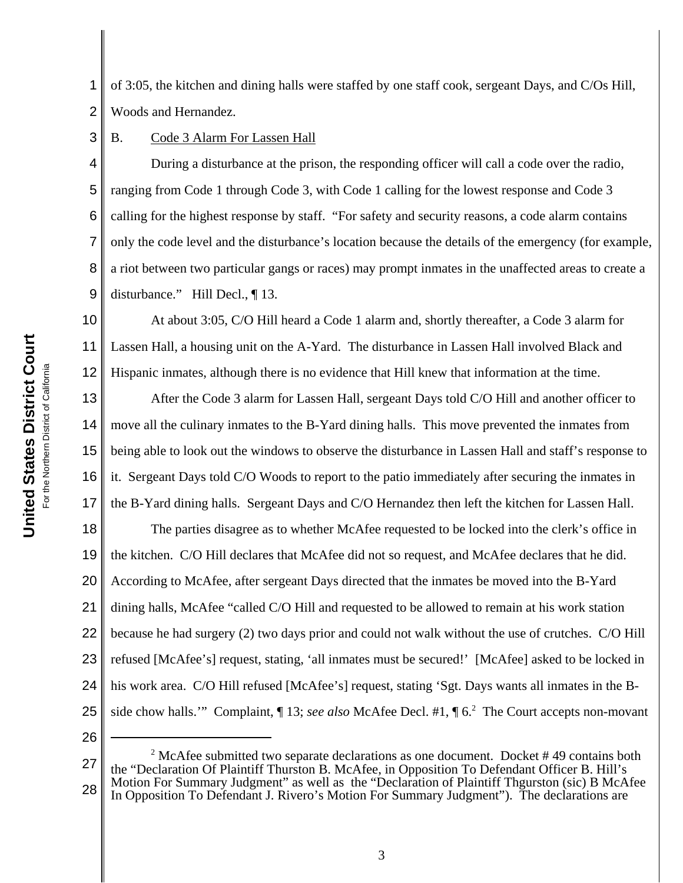of 3:05, the kitchen and dining halls were staffed by one staff cook, sergeant Days, and C/Os Hill, Woods and Hernandez.

B. Code 3 Alarm For Lassen Hall

During a disturbance at the prison, the responding officer will call a code over the radio, ranging from Code 1 through Code 3, with Code 1 calling for the lowest response and Code 3 calling for the highest response by staff. "For safety and security reasons, a code alarm contains only the code level and the disturbance's location because the details of the emergency (for example, a riot between two particular gangs or races) may prompt inmates in the unaffected areas to create a disturbance." Hill Decl., ¶ 13.

At about 3:05, C/O Hill heard a Code 1 alarm and, shortly thereafter, a Code 3 alarm for Lassen Hall, a housing unit on the A-Yard. The disturbance in Lassen Hall involved Black and Hispanic inmates, although there is no evidence that Hill knew that information at the time.

After the Code 3 alarm for Lassen Hall, sergeant Days told C/O Hill and another officer to move all the culinary inmates to the B-Yard dining halls. This move prevented the inmates from being able to look out the windows to observe the disturbance in Lassen Hall and staff's response to it. Sergeant Days told C/O Woods to report to the patio immediately after securing the inmates in the B-Yard dining halls. Sergeant Days and C/O Hernandez then left the kitchen for Lassen Hall.

The parties disagree as to whether McAfee requested to be locked into the clerk's office in the kitchen. C/O Hill declares that McAfee did not so request, and McAfee declares that he did. According to McAfee, after sergeant Days directed that the inmates be moved into the B-Yard dining halls, McAfee "called C/O Hill and requested to be allowed to remain at his work station because he had surgery (2) two days prior and could not walk without the use of crutches. C/O Hill refused [McAfee's] request, stating, 'all inmates must be secured!' [McAfee] asked to be locked in his work area. C/O Hill refused [McAfee's] request, stating 'Sgt. Days wants all inmates in the B-side chow halls.'" Complaint, ¶ 13; *see also* McAfee Decl. #1, ¶ 6.[2] The Court accepts non-movant

---

[2] McAfee submitted two separate declarations as one document. Docket # 49 contains both the "Declaration Of Plaintiff Thurston B. McAfee, in Opposition To Defendant Officer B. Hill's Motion For Summary Judgment" as well as the "Declaration of Plaintiff Thgurston (sic) B McAfee In Opposition To Defendant J. Rivero's Motion For Summary Judgment"). The declarations are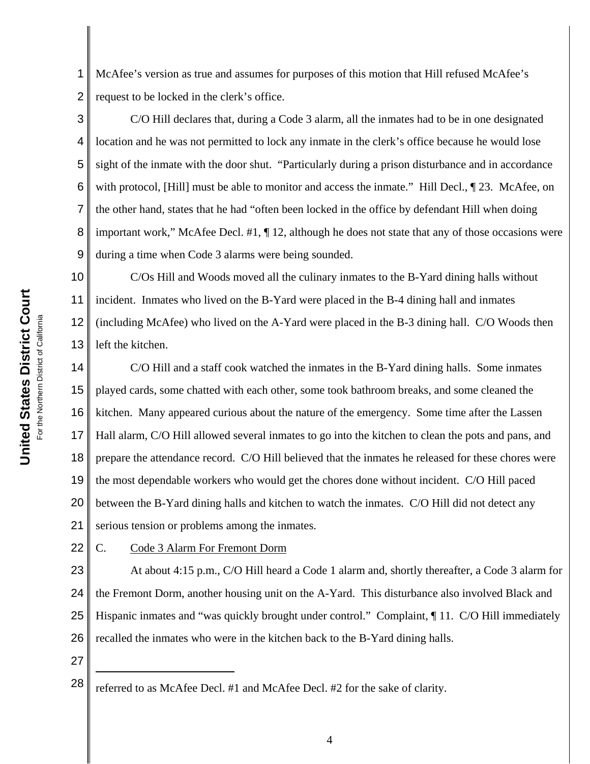McAfee's version as true and assumes for purposes of this motion that Hill refused McAfee's request to be locked in the clerk's office.

C/O Hill declares that, during a Code 3 alarm, all the inmates had to be in one designated location and he was not permitted to lock any inmate in the clerk's office because he would lose sight of the inmate with the door shut. "Particularly during a prison disturbance and in accordance with protocol, [Hill] must be able to monitor and access the inmate." Hill Decl., ¶ 23. McAfee, on the other hand, states that he had "often been locked in the office by defendant Hill when doing important work," McAfee Decl. #1, ¶ 12, although he does not state that any of those occasions were during a time when Code 3 alarms were being sounded.

C/Os Hill and Woods moved all the culinary inmates to the B-Yard dining halls without incident. Inmates who lived on the B-Yard were placed in the B-4 dining hall and inmates (including McAfee) who lived on the A-Yard were placed in the B-3 dining hall. C/O Woods then left the kitchen.

C/O Hill and a staff cook watched the inmates in the B-Yard dining halls. Some inmates played cards, some chatted with each other, some took bathroom breaks, and some cleaned the kitchen. Many appeared curious about the nature of the emergency. Some time after the Lassen Hall alarm, C/O Hill allowed several inmates to go into the kitchen to clean the pots and pans, and prepare the attendance record. C/O Hill believed that the inmates he released for these chores were the most dependable workers who would get the chores done without incident. C/O Hill paced between the B-Yard dining halls and kitchen to watch the inmates. C/O Hill did not detect any serious tension or problems among the inmates.

C. Code 3 Alarm For Fremont Dorm

At about 4:15 p.m., C/O Hill heard a Code 1 alarm and, shortly thereafter, a Code 3 alarm for the Fremont Dorm, another housing unit on the A-Yard. This disturbance also involved Black and Hispanic inmates and "was quickly brought under control." Complaint, ¶ 11. C/O Hill immediately recalled the inmates who were in the kitchen back to the B-Yard dining halls.

---

referred to as McAfee Decl. #1 and McAfee Decl. #2 for the sake of clarity.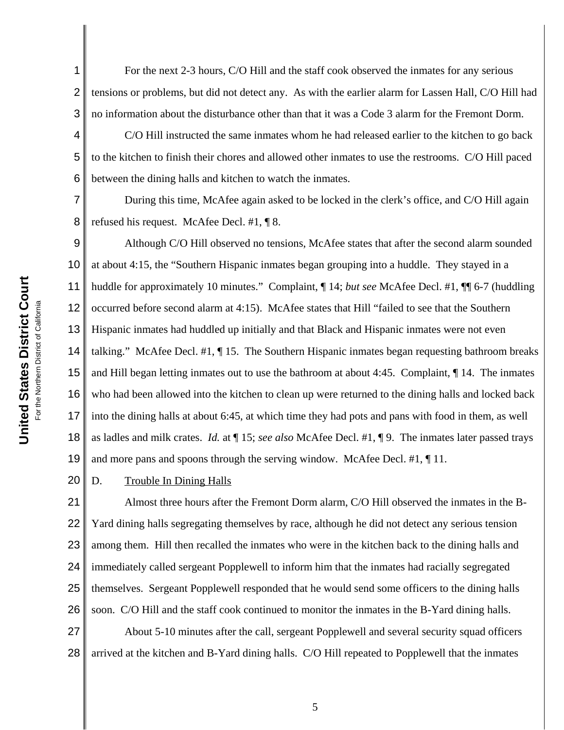For the next 2-3 hours, C/O Hill and the staff cook observed the inmates for any serious tensions or problems, but did not detect any. As with the earlier alarm for Lassen Hall, C/O Hill had no information about the disturbance other than that it was a Code 3 alarm for the Fremont Dorm.

C/O Hill instructed the same inmates whom he had released earlier to the kitchen to go back to the kitchen to finish their chores and allowed other inmates to use the restrooms. C/O Hill paced between the dining halls and kitchen to watch the inmates.

During this time, McAfee again asked to be locked in the clerk's office, and C/O Hill again refused his request. McAfee Decl. #1, ¶ 8.

Although C/O Hill observed no tensions, McAfee states that after the second alarm sounded at about 4:15, the "Southern Hispanic inmates began grouping into a huddle. They stayed in a huddle for approximately 10 minutes." Complaint, ¶ 14; *but see* McAfee Decl. #1, ¶¶ 6-7 (huddling occurred before second alarm at 4:15). McAfee states that Hill "failed to see that the Southern Hispanic inmates had huddled up initially and that Black and Hispanic inmates were not even talking." McAfee Decl. #1, ¶ 15. The Southern Hispanic inmates began requesting bathroom breaks and Hill began letting inmates out to use the bathroom at about 4:45. Complaint, ¶ 14. The inmates who had been allowed into the kitchen to clean up were returned to the dining halls and locked back into the dining halls at about 6:45, at which time they had pots and pans with food in them, as well as ladles and milk crates. *Id.* at ¶ 15; *see also* McAfee Decl. #1, ¶ 9. The inmates later passed trays and more pans and spoons through the serving window. McAfee Decl. #1, ¶ 11.

D. Trouble In Dining Halls

Almost three hours after the Fremont Dorm alarm, C/O Hill observed the inmates in the B-Yard dining halls segregating themselves by race, although he did not detect any serious tension among them. Hill then recalled the inmates who were in the kitchen back to the dining halls and immediately called sergeant Popplewell to inform him that the inmates had racially segregated themselves. Sergeant Popplewell responded that he would send some officers to the dining halls soon. C/O Hill and the staff cook continued to monitor the inmates in the B-Yard dining halls.

About 5-10 minutes after the call, sergeant Popplewell and several security squad officers arrived at the kitchen and B-Yard dining halls. C/O Hill repeated to Popplewell that the inmates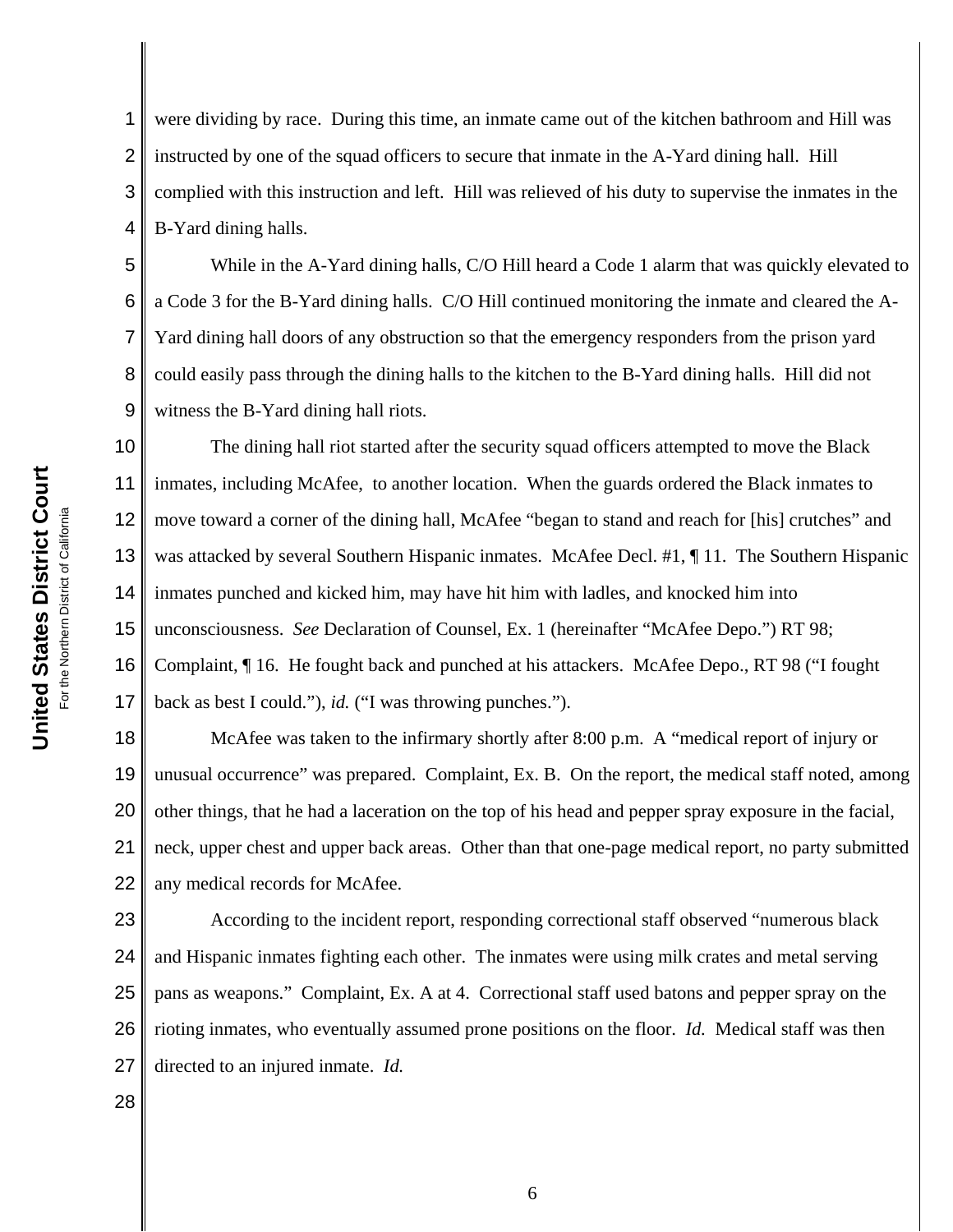were dividing by race. During this time, an inmate came out of the kitchen bathroom and Hill was instructed by one of the squad officers to secure that inmate in the A-Yard dining hall. Hill complied with this instruction and left. Hill was relieved of his duty to supervise the inmates in the B-Yard dining halls.

While in the A-Yard dining halls, C/O Hill heard a Code 1 alarm that was quickly elevated to a Code 3 for the B-Yard dining halls. C/O Hill continued monitoring the inmate and cleared the A-Yard dining hall doors of any obstruction so that the emergency responders from the prison yard could easily pass through the dining halls to the kitchen to the B-Yard dining halls. Hill did not witness the B-Yard dining hall riots.

The dining hall riot started after the security squad officers attempted to move the Black inmates, including McAfee, to another location. When the guards ordered the Black inmates to move toward a corner of the dining hall, McAfee "began to stand and reach for [his] crutches" and was attacked by several Southern Hispanic inmates. McAfee Decl. #1, ¶ 11. The Southern Hispanic inmates punched and kicked him, may have hit him with ladles, and knocked him into unconsciousness. *See* Declaration of Counsel, Ex. 1 (hereinafter "McAfee Depo.") RT 98; Complaint, ¶ 16. He fought back and punched at his attackers. McAfee Depo., RT 98 ("I fought back as best I could."), *id.* ("I was throwing punches.").

McAfee was taken to the infirmary shortly after 8:00 p.m. A "medical report of injury or unusual occurrence" was prepared. Complaint, Ex. B. On the report, the medical staff noted, among other things, that he had a laceration on the top of his head and pepper spray exposure in the facial, neck, upper chest and upper back areas. Other than that one-page medical report, no party submitted any medical records for McAfee.

According to the incident report, responding correctional staff observed "numerous black and Hispanic inmates fighting each other. The inmates were using milk crates and metal serving pans as weapons." Complaint, Ex. A at 4. Correctional staff used batons and pepper spray on the rioting inmates, who eventually assumed prone positions on the floor. *Id.* Medical staff was then directed to an injured inmate. *Id.*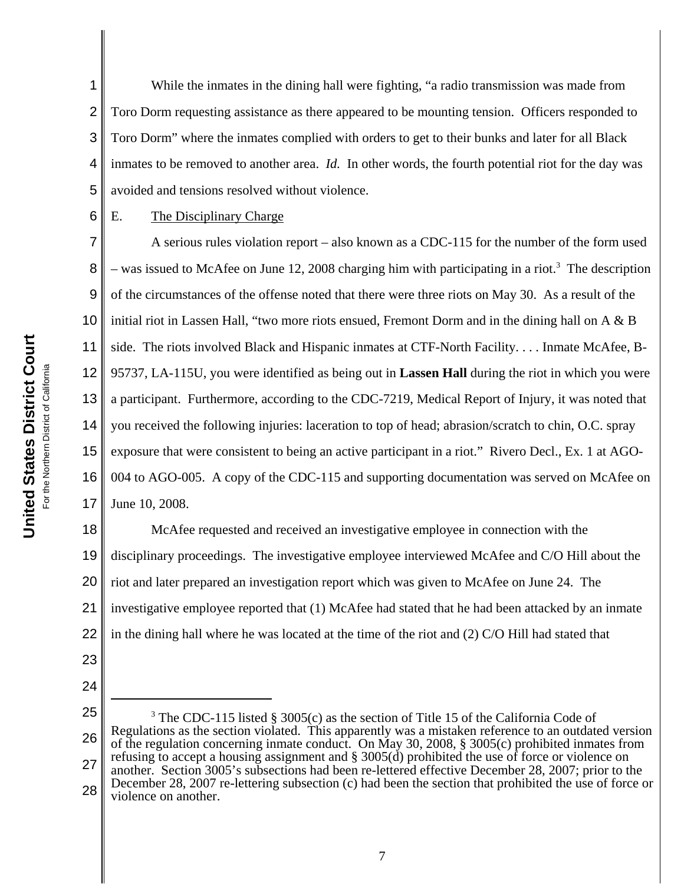While the inmates in the dining hall were fighting, "a radio transmission was made from Toro Dorm requesting assistance as there appeared to be mounting tension. Officers responded to Toro Dorm" where the inmates complied with orders to get to their bunks and later for all Black inmates to be removed to another area. *Id.* In other words, the fourth potential riot for the day was avoided and tensions resolved without violence.

E. <u>The Disciplinary Charge</u>

A serious rules violation report – also known as a CDC-115 for the number of the form used – was issued to McAfee on June 12, 2008 charging him with participating in a riot.[3] The description of the circumstances of the offense noted that there were three riots on May 30. As a result of the initial riot in Lassen Hall, "two more riots ensued, Fremont Dorm and in the dining hall on A & B side. The riots involved Black and Hispanic inmates at CTF-North Facility. . . . Inmate McAfee, B-95737, LA-115U, you were identified as being out in **Lassen Hall** during the riot in which you were a participant. Furthermore, according to the CDC-7219, Medical Report of Injury, it was noted that you received the following injuries: laceration to top of head; abrasion/scratch to chin, O.C. spray exposure that were consistent to being an active participant in a riot." Rivero Decl., Ex. 1 at AGO-004 to AGO-005. A copy of the CDC-115 and supporting documentation was served on McAfee on June 10, 2008.

McAfee requested and received an investigative employee in connection with the disciplinary proceedings. The investigative employee interviewed McAfee and C/O Hill about the riot and later prepared an investigation report which was given to McAfee on June 24. The investigative employee reported that (1) McAfee had stated that he had been attacked by an inmate in the dining hall where he was located at the time of the riot and (2) C/O Hill had stated that

---

[3] The CDC-115 listed § 3005(c) as the section of Title 15 of the California Code of Regulations as the section violated. This apparently was a mistaken reference to an outdated version of the regulation concerning inmate conduct. On May 30, 2008, § 3005(c) prohibited inmates from refusing to accept a housing assignment and § 3005(d) prohibited the use of force or violence on another. Section 3005's subsections had been re-lettered effective December 28, 2007; prior to the December 28, 2007 re-lettering subsection (c) had been the section that prohibited the use of force or violence on another.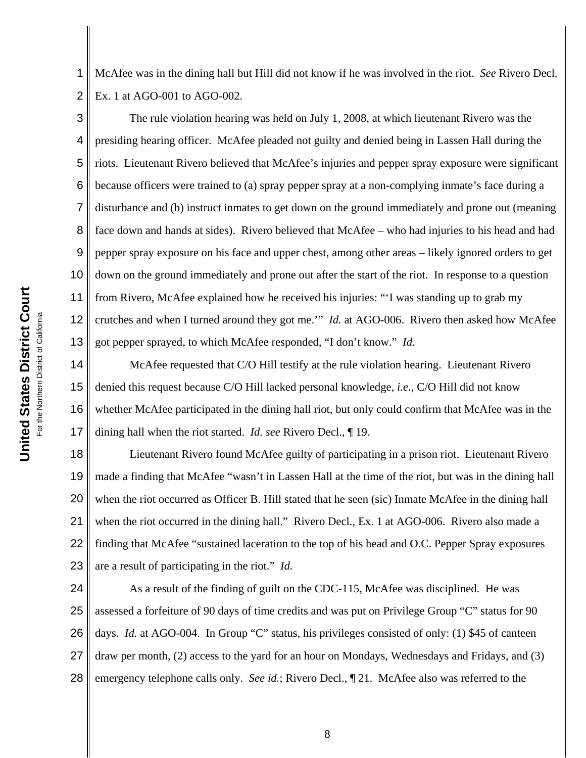McAfee was in the dining hall but Hill did not know if he was involved in the riot. *See* Rivero Decl. Ex. 1 at AGO-001 to AGO-002.

The rule violation hearing was held on July 1, 2008, at which lieutenant Rivero was the presiding hearing officer. McAfee pleaded not guilty and denied being in Lassen Hall during the riots. Lieutenant Rivero believed that McAfee's injuries and pepper spray exposure were significant because officers were trained to (a) spray pepper spray at a non-complying inmate's face during a disturbance and (b) instruct inmates to get down on the ground immediately and prone out (meaning face down and hands at sides). Rivero believed that McAfee – who had injuries to his head and had pepper spray exposure on his face and upper chest, among other areas – likely ignored orders to get down on the ground immediately and prone out after the start of the riot. In response to a question from Rivero, McAfee explained how he received his injuries: "'I was standing up to grab my crutches and when I turned around they got me.'" *Id.* at AGO-006. Rivero then asked how McAfee got pepper sprayed, to which McAfee responded, "I don't know." *Id.*

McAfee requested that C/O Hill testify at the rule violation hearing. Lieutenant Rivero denied this request because C/O Hill lacked personal knowledge, *i.e.*, C/O Hill did not know whether McAfee participated in the dining hall riot, but only could confirm that McAfee was in the dining hall when the riot started. *Id. see* Rivero Decl., ¶ 19.

Lieutenant Rivero found McAfee guilty of participating in a prison riot. Lieutenant Rivero made a finding that McAfee "wasn't in Lassen Hall at the time of the riot, but was in the dining hall when the riot occurred as Officer B. Hill stated that he seen (sic) Inmate McAfee in the dining hall when the riot occurred in the dining hall." Rivero Decl., Ex. 1 at AGO-006. Rivero also made a finding that McAfee "sustained laceration to the top of his head and O.C. Pepper Spray exposures are a result of participating in the riot." *Id.*

As a result of the finding of guilt on the CDC-115, McAfee was disciplined. He was assessed a forfeiture of 90 days of time credits and was put on Privilege Group "C" status for 90 days. *Id.* at AGO-004. In Group "C" status, his privileges consisted of only: (1) $45 of canteen draw per month, (2) access to the yard for an hour on Mondays, Wednesdays and Fridays, and (3) emergency telephone calls only. *See id.*; Rivero Decl., ¶ 21. McAfee also was referred to the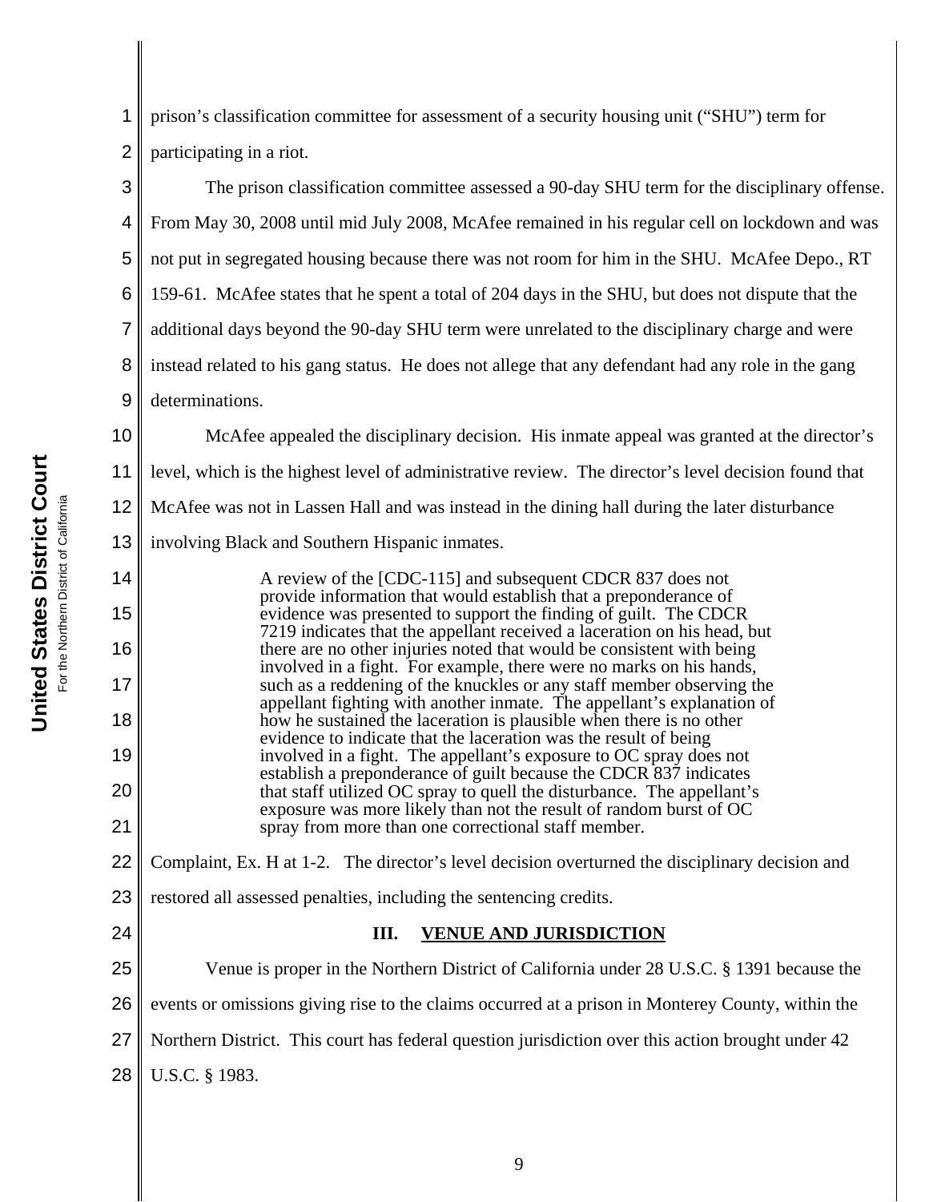prison's classification committee for assessment of a security housing unit ("SHU") term for participating in a riot.

The prison classification committee assessed a 90-day SHU term for the disciplinary offense. From May 30, 2008 until mid July 2008, McAfee remained in his regular cell on lockdown and was not put in segregated housing because there was not room for him in the SHU. McAfee Depo., RT 159-61. McAfee states that he spent a total of 204 days in the SHU, but does not dispute that the additional days beyond the 90-day SHU term were unrelated to the disciplinary charge and were instead related to his gang status. He does not allege that any defendant had any role in the gang determinations.

McAfee appealed the disciplinary decision. His inmate appeal was granted at the director's level, which is the highest level of administrative review. The director's level decision found that McAfee was not in Lassen Hall and was instead in the dining hall during the later disturbance involving Black and Southern Hispanic inmates.

> A review of the [CDC-115] and subsequent CDCR 837 does not provide information that would establish that a preponderance of evidence was presented to support the finding of guilt. The CDCR 7219 indicates that the appellant received a laceration on his head, but there are no other injuries noted that would be consistent with being involved in a fight. For example, there were no marks on his hands, such as a reddening of the knuckles or any staff member observing the appellant fighting with another inmate. The appellant's explanation of how he sustained the laceration is plausible when there is no other evidence to indicate that the laceration was the result of being involved in a fight. The appellant's exposure to OC spray does not establish a preponderance of guilt because the CDCR 837 indicates that staff utilized OC spray to quell the disturbance. The appellant's exposure was more likely than not the result of random burst of OC spray from more than one correctional staff member.

Complaint, Ex. H at 1-2. The director's level decision overturned the disciplinary decision and restored all assessed penalties, including the sentencing credits.

## III. VENUE AND JURISDICTION

Venue is proper in the Northern District of California under 28 U.S.C. § 1391 because the events or omissions giving rise to the claims occurred at a prison in Monterey County, within the Northern District. This court has federal question jurisdiction over this action brought under 42 U.S.C. § 1983.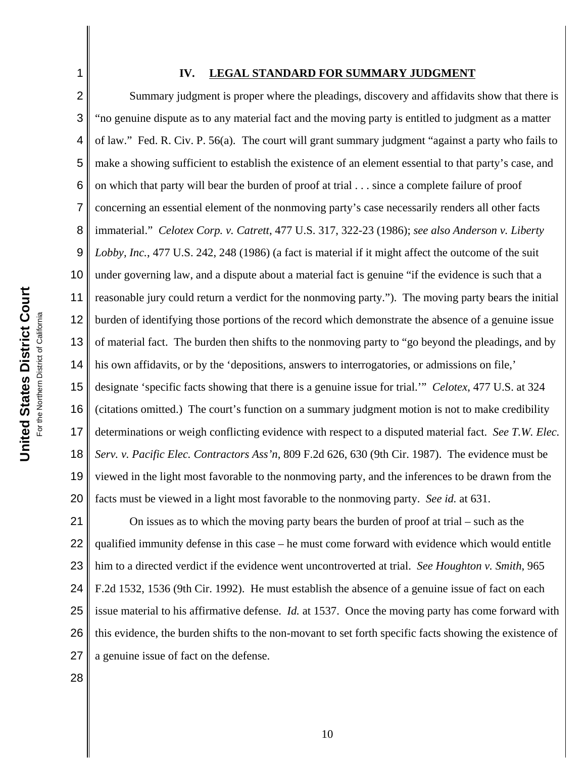## IV. LEGAL STANDARD FOR SUMMARY JUDGMENT

Summary judgment is proper where the pleadings, discovery and affidavits show that there is "no genuine dispute as to any material fact and the moving party is entitled to judgment as a matter of law." Fed. R. Civ. P. 56(a). The court will grant summary judgment "against a party who fails to make a showing sufficient to establish the existence of an element essential to that party's case, and on which that party will bear the burden of proof at trial . . . since a complete failure of proof concerning an essential element of the nonmoving party's case necessarily renders all other facts immaterial." *Celotex Corp. v. Catrett*, 477 U.S. 317, 322-23 (1986); *see also Anderson v. Liberty Lobby, Inc.*, 477 U.S. 242, 248 (1986) (a fact is material if it might affect the outcome of the suit under governing law, and a dispute about a material fact is genuine "if the evidence is such that a reasonable jury could return a verdict for the nonmoving party."). The moving party bears the initial burden of identifying those portions of the record which demonstrate the absence of a genuine issue of material fact. The burden then shifts to the nonmoving party to "go beyond the pleadings, and by his own affidavits, or by the 'depositions, answers to interrogatories, or admissions on file,' designate 'specific facts showing that there is a genuine issue for trial.'" *Celotex*, 477 U.S. at 324 (citations omitted.) The court's function on a summary judgment motion is not to make credibility determinations or weigh conflicting evidence with respect to a disputed material fact. *See T.W. Elec. Serv. v. Pacific Elec. Contractors Ass'n*, 809 F.2d 626, 630 (9th Cir. 1987). The evidence must be viewed in the light most favorable to the nonmoving party, and the inferences to be drawn from the facts must be viewed in a light most favorable to the nonmoving party. *See id.* at 631.

On issues as to which the moving party bears the burden of proof at trial – such as the qualified immunity defense in this case – he must come forward with evidence which would entitle him to a directed verdict if the evidence went uncontroverted at trial. *See Houghton v. Smith*, 965 F.2d 1532, 1536 (9th Cir. 1992). He must establish the absence of a genuine issue of fact on each issue material to his affirmative defense. *Id.* at 1537. Once the moving party has come forward with this evidence, the burden shifts to the non-movant to set forth specific facts showing the existence of a genuine issue of fact on the defense.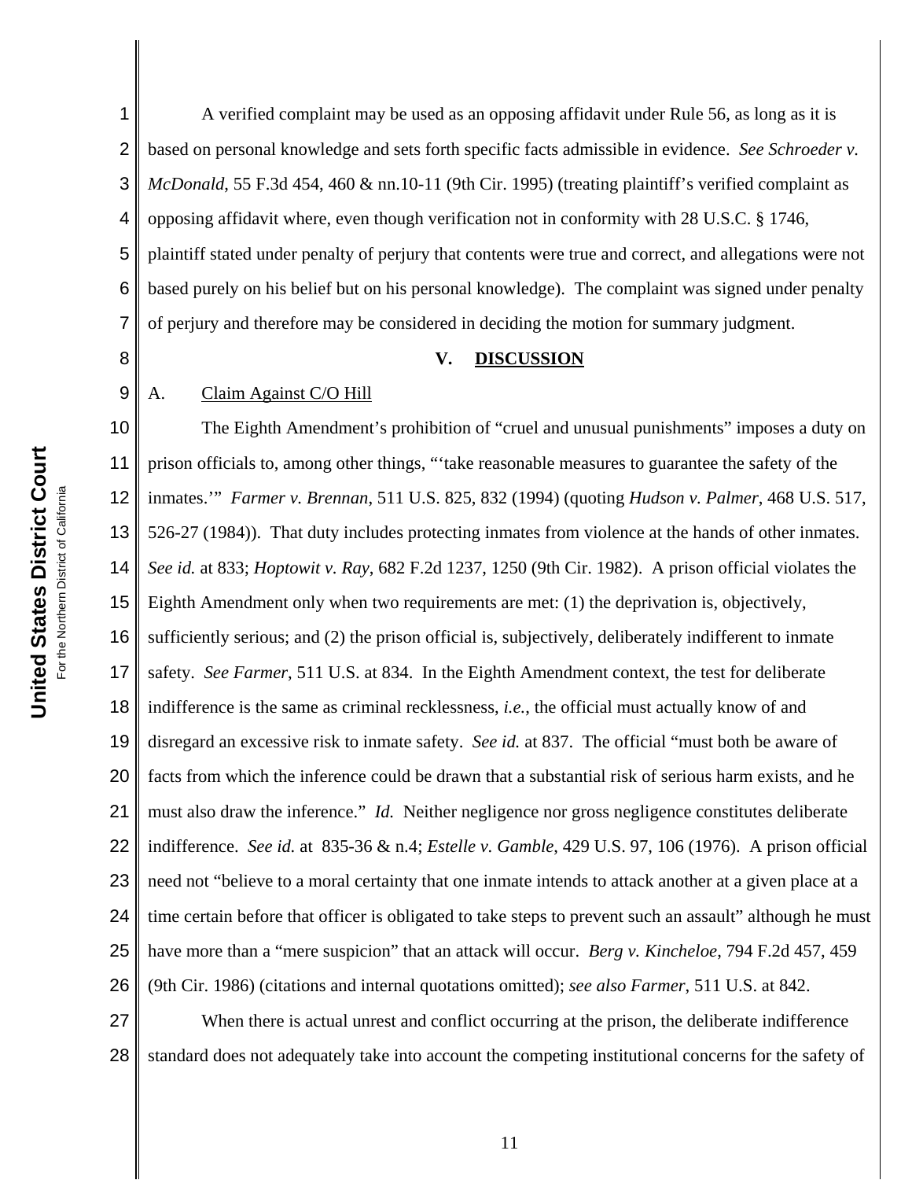A verified complaint may be used as an opposing affidavit under Rule 56, as long as it is based on personal knowledge and sets forth specific facts admissible in evidence. *See Schroeder v. McDonald*, 55 F.3d 454, 460 & nn.10-11 (9th Cir. 1995) (treating plaintiff's verified complaint as opposing affidavit where, even though verification not in conformity with 28 U.S.C. § 1746, plaintiff stated under penalty of perjury that contents were true and correct, and allegations were not based purely on his belief but on his personal knowledge). The complaint was signed under penalty of perjury and therefore may be considered in deciding the motion for summary judgment.

## V. DISCUSSION

### A. Claim Against C/O Hill

The Eighth Amendment's prohibition of "cruel and unusual punishments" imposes a duty on prison officials to, among other things, "'take reasonable measures to guarantee the safety of the inmates.'" *Farmer v. Brennan*, 511 U.S. 825, 832 (1994) (quoting *Hudson v. Palmer*, 468 U.S. 517, 526-27 (1984)). That duty includes protecting inmates from violence at the hands of other inmates. *See id.* at 833; *Hoptowit v. Ray*, 682 F.2d 1237, 1250 (9th Cir. 1982). A prison official violates the Eighth Amendment only when two requirements are met: (1) the deprivation is, objectively, sufficiently serious; and (2) the prison official is, subjectively, deliberately indifferent to inmate safety. *See Farmer*, 511 U.S. at 834. In the Eighth Amendment context, the test for deliberate indifference is the same as criminal recklessness, *i.e.*, the official must actually know of and disregard an excessive risk to inmate safety. *See id.* at 837. The official "must both be aware of facts from which the inference could be drawn that a substantial risk of serious harm exists, and he must also draw the inference." *Id.* Neither negligence nor gross negligence constitutes deliberate indifference. *See id.* at 835-36 & n.4; *Estelle v. Gamble*, 429 U.S. 97, 106 (1976). A prison official need not "believe to a moral certainty that one inmate intends to attack another at a given place at a time certain before that officer is obligated to take steps to prevent such an assault" although he must have more than a "mere suspicion" that an attack will occur. *Berg v. Kincheloe*, 794 F.2d 457, 459 (9th Cir. 1986) (citations and internal quotations omitted); *see also Farmer*, 511 U.S. at 842.

When there is actual unrest and conflict occurring at the prison, the deliberate indifference standard does not adequately take into account the competing institutional concerns for the safety of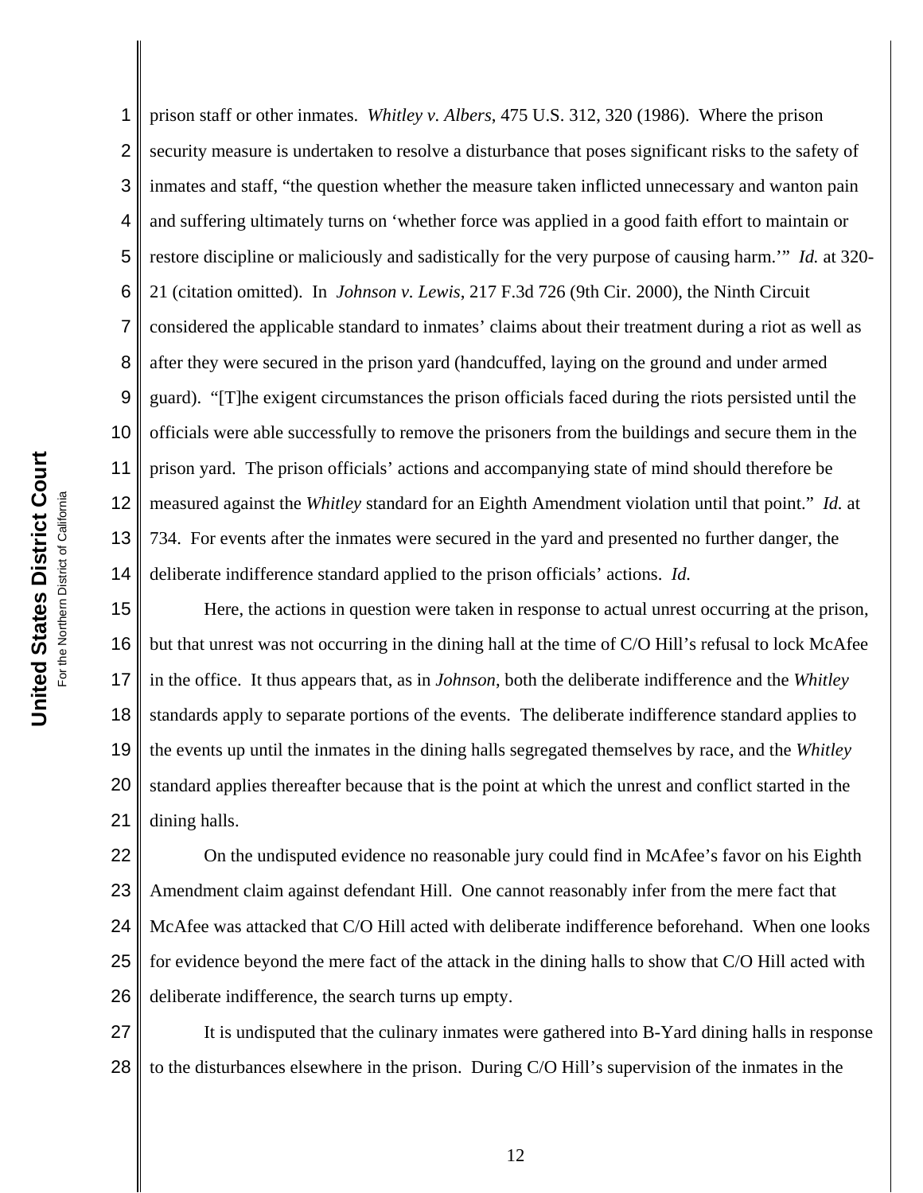prison staff or other inmates. *Whitley v. Albers*, 475 U.S. 312, 320 (1986). Where the prison security measure is undertaken to resolve a disturbance that poses significant risks to the safety of inmates and staff, "the question whether the measure taken inflicted unnecessary and wanton pain and suffering ultimately turns on 'whether force was applied in a good faith effort to maintain or restore discipline or maliciously and sadistically for the very purpose of causing harm.'" *Id.* at 320-21 (citation omitted). In *Johnson v. Lewis*, 217 F.3d 726 (9th Cir. 2000), the Ninth Circuit considered the applicable standard to inmates' claims about their treatment during a riot as well as after they were secured in the prison yard (handcuffed, laying on the ground and under armed guard). "[T]he exigent circumstances the prison officials faced during the riots persisted until the officials were able successfully to remove the prisoners from the buildings and secure them in the prison yard. The prison officials' actions and accompanying state of mind should therefore be measured against the *Whitley* standard for an Eighth Amendment violation until that point." *Id.* at 734. For events after the inmates were secured in the yard and presented no further danger, the deliberate indifference standard applied to the prison officials' actions. *Id.*

Here, the actions in question were taken in response to actual unrest occurring at the prison, but that unrest was not occurring in the dining hall at the time of C/O Hill's refusal to lock McAfee in the office. It thus appears that, as in *Johnson*, both the deliberate indifference and the *Whitley* standards apply to separate portions of the events. The deliberate indifference standard applies to the events up until the inmates in the dining halls segregated themselves by race, and the *Whitley* standard applies thereafter because that is the point at which the unrest and conflict started in the dining halls.

On the undisputed evidence no reasonable jury could find in McAfee's favor on his Eighth Amendment claim against defendant Hill. One cannot reasonably infer from the mere fact that McAfee was attacked that C/O Hill acted with deliberate indifference beforehand. When one looks for evidence beyond the mere fact of the attack in the dining halls to show that C/O Hill acted with deliberate indifference, the search turns up empty.

It is undisputed that the culinary inmates were gathered into B-Yard dining halls in response to the disturbances elsewhere in the prison. During C/O Hill's supervision of the inmates in the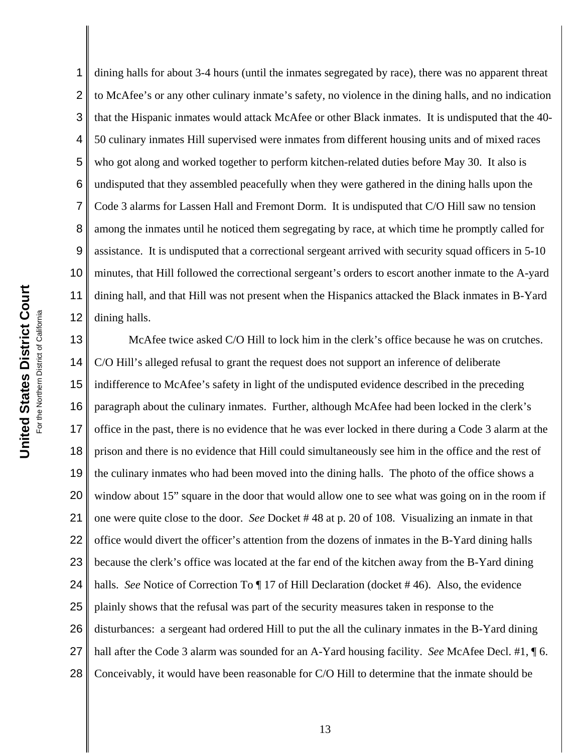dining halls for about 3-4 hours (until the inmates segregated by race), there was no apparent threat to McAfee's or any other culinary inmate's safety, no violence in the dining halls, and no indication that the Hispanic inmates would attack McAfee or other Black inmates. It is undisputed that the 40-50 culinary inmates Hill supervised were inmates from different housing units and of mixed races who got along and worked together to perform kitchen-related duties before May 30. It also is undisputed that they assembled peacefully when they were gathered in the dining halls upon the Code 3 alarms for Lassen Hall and Fremont Dorm. It is undisputed that C/O Hill saw no tension among the inmates until he noticed them segregating by race, at which time he promptly called for assistance. It is undisputed that a correctional sergeant arrived with security squad officers in 5-10 minutes, that Hill followed the correctional sergeant's orders to escort another inmate to the A-yard dining hall, and that Hill was not present when the Hispanics attacked the Black inmates in B-Yard dining halls.

McAfee twice asked C/O Hill to lock him in the clerk's office because he was on crutches. C/O Hill's alleged refusal to grant the request does not support an inference of deliberate indifference to McAfee's safety in light of the undisputed evidence described in the preceding paragraph about the culinary inmates. Further, although McAfee had been locked in the clerk's office in the past, there is no evidence that he was ever locked in there during a Code 3 alarm at the prison and there is no evidence that Hill could simultaneously see him in the office and the rest of the culinary inmates who had been moved into the dining halls. The photo of the office shows a window about 15" square in the door that would allow one to see what was going on in the room if one were quite close to the door. *See* Docket # 48 at p. 20 of 108. Visualizing an inmate in that office would divert the officer's attention from the dozens of inmates in the B-Yard dining halls because the clerk's office was located at the far end of the kitchen away from the B-Yard dining halls. *See* Notice of Correction To ¶ 17 of Hill Declaration (docket # 46). Also, the evidence plainly shows that the refusal was part of the security measures taken in response to the disturbances: a sergeant had ordered Hill to put the all the culinary inmates in the B-Yard dining hall after the Code 3 alarm was sounded for an A-Yard housing facility. *See* McAfee Decl. #1, ¶ 6. Conceivably, it would have been reasonable for C/O Hill to determine that the inmate should be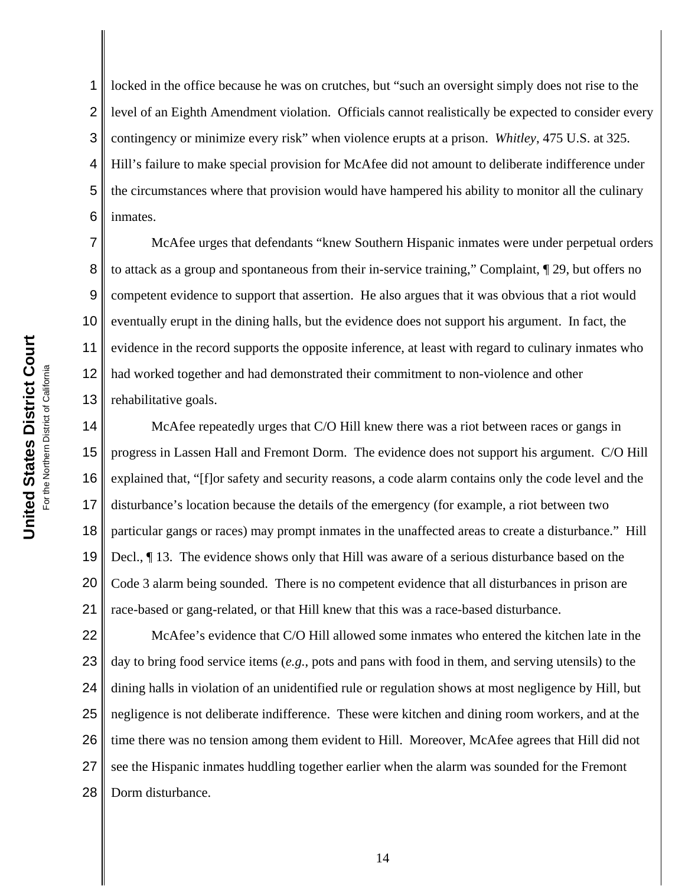locked in the office because he was on crutches, but "such an oversight simply does not rise to the level of an Eighth Amendment violation. Officials cannot realistically be expected to consider every contingency or minimize every risk" when violence erupts at a prison. *Whitley*, 475 U.S. at 325. Hill's failure to make special provision for McAfee did not amount to deliberate indifference under the circumstances where that provision would have hampered his ability to monitor all the culinary inmates.

McAfee urges that defendants "knew Southern Hispanic inmates were under perpetual orders to attack as a group and spontaneous from their in-service training," Complaint, ¶ 29, but offers no competent evidence to support that assertion. He also argues that it was obvious that a riot would eventually erupt in the dining halls, but the evidence does not support his argument. In fact, the evidence in the record supports the opposite inference, at least with regard to culinary inmates who had worked together and had demonstrated their commitment to non-violence and other rehabilitative goals.

McAfee repeatedly urges that C/O Hill knew there was a riot between races or gangs in progress in Lassen Hall and Fremont Dorm. The evidence does not support his argument. C/O Hill explained that, "[f]or safety and security reasons, a code alarm contains only the code level and the disturbance's location because the details of the emergency (for example, a riot between two particular gangs or races) may prompt inmates in the unaffected areas to create a disturbance." Hill Decl., ¶ 13. The evidence shows only that Hill was aware of a serious disturbance based on the Code 3 alarm being sounded. There is no competent evidence that all disturbances in prison are race-based or gang-related, or that Hill knew that this was a race-based disturbance.

McAfee's evidence that C/O Hill allowed some inmates who entered the kitchen late in the day to bring food service items (*e.g.*, pots and pans with food in them, and serving utensils) to the dining halls in violation of an unidentified rule or regulation shows at most negligence by Hill, but negligence is not deliberate indifference. These were kitchen and dining room workers, and at the time there was no tension among them evident to Hill. Moreover, McAfee agrees that Hill did not see the Hispanic inmates huddling together earlier when the alarm was sounded for the Fremont Dorm disturbance.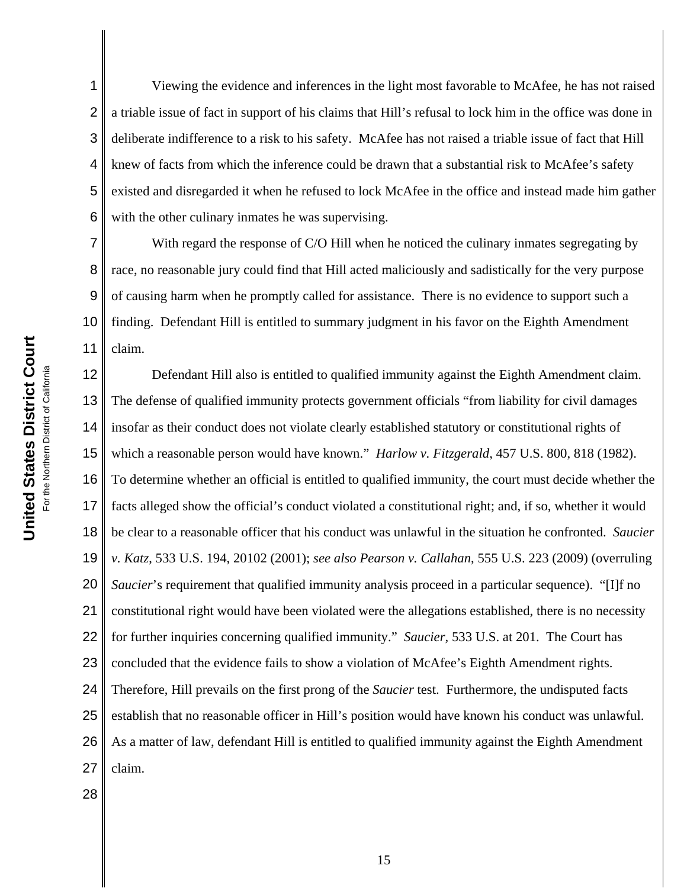Viewing the evidence and inferences in the light most favorable to McAfee, he has not raised a triable issue of fact in support of his claims that Hill's refusal to lock him in the office was done in deliberate indifference to a risk to his safety. McAfee has not raised a triable issue of fact that Hill knew of facts from which the inference could be drawn that a substantial risk to McAfee's safety existed and disregarded it when he refused to lock McAfee in the office and instead made him gather with the other culinary inmates he was supervising.

With regard the response of C/O Hill when he noticed the culinary inmates segregating by race, no reasonable jury could find that Hill acted maliciously and sadistically for the very purpose of causing harm when he promptly called for assistance. There is no evidence to support such a finding. Defendant Hill is entitled to summary judgment in his favor on the Eighth Amendment claim.

Defendant Hill also is entitled to qualified immunity against the Eighth Amendment claim. The defense of qualified immunity protects government officials "from liability for civil damages insofar as their conduct does not violate clearly established statutory or constitutional rights of which a reasonable person would have known." *Harlow v. Fitzgerald*, 457 U.S. 800, 818 (1982). To determine whether an official is entitled to qualified immunity, the court must decide whether the facts alleged show the official's conduct violated a constitutional right; and, if so, whether it would be clear to a reasonable officer that his conduct was unlawful in the situation he confronted. *Saucier v. Katz*, 533 U.S. 194, 20102 (2001); *see also Pearson v. Callahan*, 555 U.S. 223 (2009) (overruling *Saucier*'s requirement that qualified immunity analysis proceed in a particular sequence). "[I]f no constitutional right would have been violated were the allegations established, there is no necessity for further inquiries concerning qualified immunity." *Saucier*, 533 U.S. at 201. The Court has concluded that the evidence fails to show a violation of McAfee's Eighth Amendment rights. Therefore, Hill prevails on the first prong of the *Saucier* test. Furthermore, the undisputed facts establish that no reasonable officer in Hill's position would have known his conduct was unlawful. As a matter of law, defendant Hill is entitled to qualified immunity against the Eighth Amendment claim.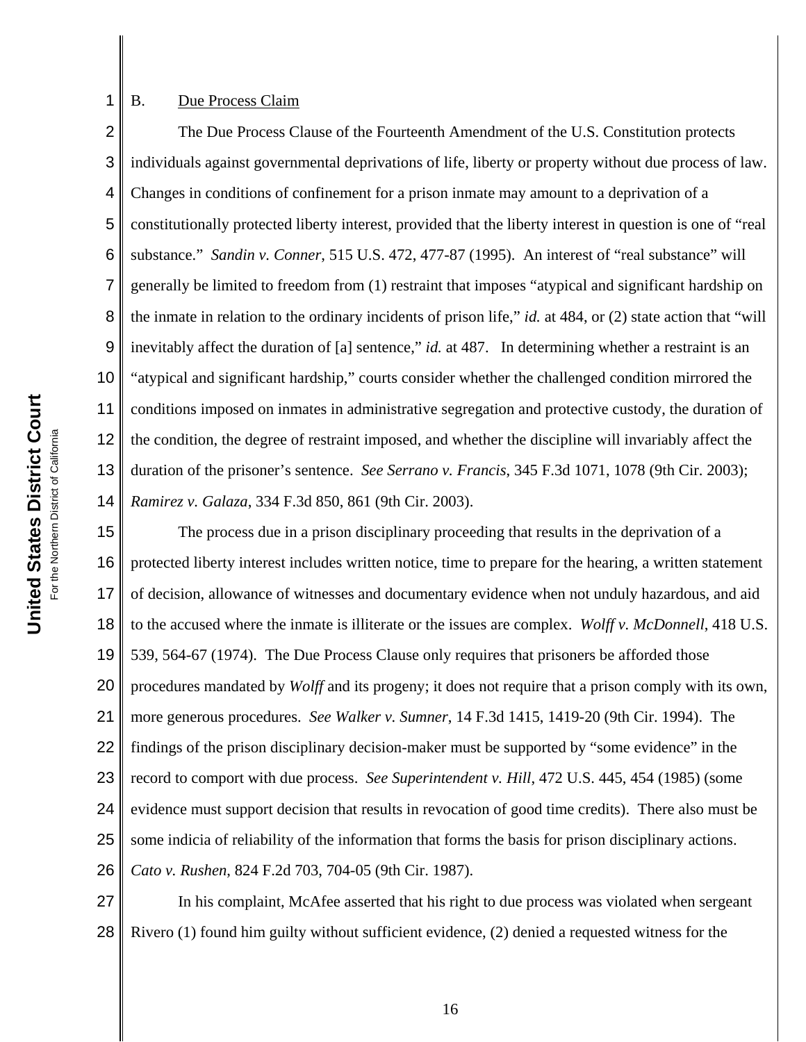B. <u>Due Process Claim</u>

The Due Process Clause of the Fourteenth Amendment of the U.S. Constitution protects individuals against governmental deprivations of life, liberty or property without due process of law. Changes in conditions of confinement for a prison inmate may amount to a deprivation of a constitutionally protected liberty interest, provided that the liberty interest in question is one of "real substance." *Sandin v. Conner*, 515 U.S. 472, 477-87 (1995). An interest of "real substance" will generally be limited to freedom from (1) restraint that imposes "atypical and significant hardship on the inmate in relation to the ordinary incidents of prison life," *id.* at 484, or (2) state action that "will inevitably affect the duration of [a] sentence," *id.* at 487. In determining whether a restraint is an "atypical and significant hardship," courts consider whether the challenged condition mirrored the conditions imposed on inmates in administrative segregation and protective custody, the duration of the condition, the degree of restraint imposed, and whether the discipline will invariably affect the duration of the prisoner's sentence. *See Serrano v. Francis*, 345 F.3d 1071, 1078 (9th Cir. 2003); *Ramirez v. Galaza*, 334 F.3d 850, 861 (9th Cir. 2003).

The process due in a prison disciplinary proceeding that results in the deprivation of a protected liberty interest includes written notice, time to prepare for the hearing, a written statement of decision, allowance of witnesses and documentary evidence when not unduly hazardous, and aid to the accused where the inmate is illiterate or the issues are complex. *Wolff v. McDonnell*, 418 U.S. 539, 564-67 (1974). The Due Process Clause only requires that prisoners be afforded those procedures mandated by *Wolff* and its progeny; it does not require that a prison comply with its own, more generous procedures. *See Walker v. Sumner*, 14 F.3d 1415, 1419-20 (9th Cir. 1994). The findings of the prison disciplinary decision-maker must be supported by "some evidence" in the record to comport with due process. *See Superintendent v. Hill*, 472 U.S. 445, 454 (1985) (some evidence must support decision that results in revocation of good time credits). There also must be some indicia of reliability of the information that forms the basis for prison disciplinary actions. *Cato v. Rushen*, 824 F.2d 703, 704-05 (9th Cir. 1987).

In his complaint, McAfee asserted that his right to due process was violated when sergeant Rivero (1) found him guilty without sufficient evidence, (2) denied a requested witness for the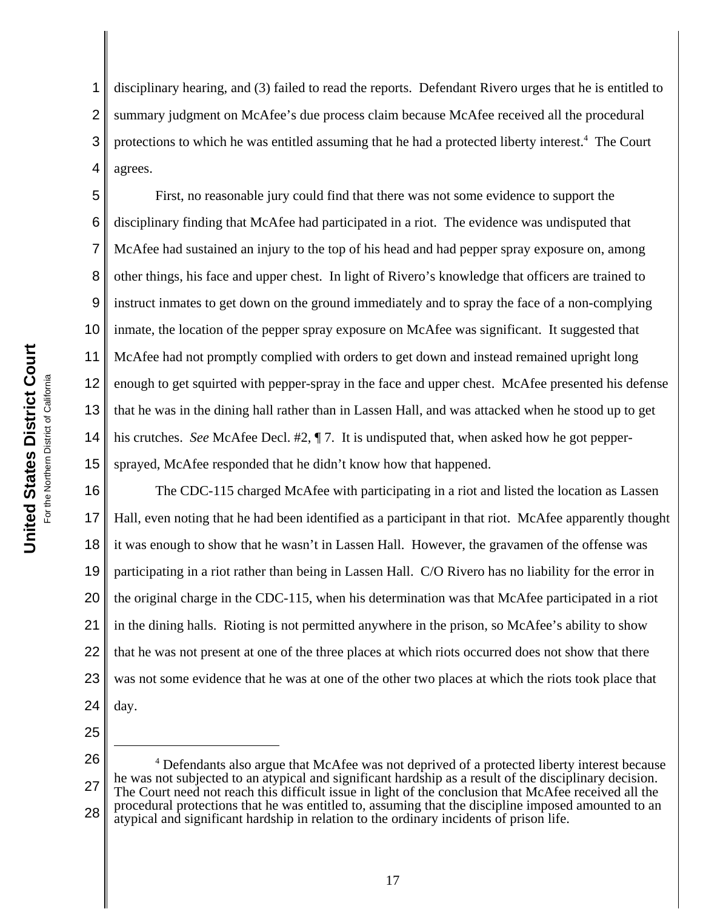disciplinary hearing, and (3) failed to read the reports. Defendant Rivero urges that he is entitled to summary judgment on McAfee's due process claim because McAfee received all the procedural protections to which he was entitled assuming that he had a protected liberty interest.[4] The Court agrees.

First, no reasonable jury could find that there was not some evidence to support the disciplinary finding that McAfee had participated in a riot. The evidence was undisputed that McAfee had sustained an injury to the top of his head and had pepper spray exposure on, among other things, his face and upper chest. In light of Rivero's knowledge that officers are trained to instruct inmates to get down on the ground immediately and to spray the face of a non-complying inmate, the location of the pepper spray exposure on McAfee was significant. It suggested that McAfee had not promptly complied with orders to get down and instead remained upright long enough to get squirted with pepper-spray in the face and upper chest. McAfee presented his defense that he was in the dining hall rather than in Lassen Hall, and was attacked when he stood up to get his crutches. *See* McAfee Decl. #2, ¶ 7. It is undisputed that, when asked how he got pepper-sprayed, McAfee responded that he didn't know how that happened.

The CDC-115 charged McAfee with participating in a riot and listed the location as Lassen Hall, even noting that he had been identified as a participant in that riot. McAfee apparently thought it was enough to show that he wasn't in Lassen Hall. However, the gravamen of the offense was participating in a riot rather than being in Lassen Hall. C/O Rivero has no liability for the error in the original charge in the CDC-115, when his determination was that McAfee participated in a riot in the dining halls. Rioting is not permitted anywhere in the prison, so McAfee's ability to show that he was not present at one of the three places at which riots occurred does not show that there was not some evidence that he was at one of the other two places at which the riots took place that day.

---

[4] Defendants also argue that McAfee was not deprived of a protected liberty interest because he was not subjected to an atypical and significant hardship as a result of the disciplinary decision. The Court need not reach this difficult issue in light of the conclusion that McAfee received all the procedural protections that he was entitled to, assuming that the discipline imposed amounted to an atypical and significant hardship in relation to the ordinary incidents of prison life.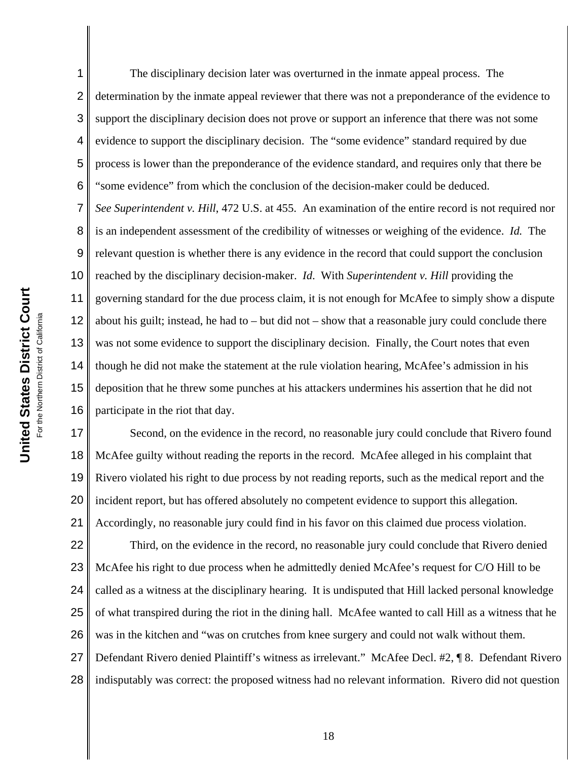The disciplinary decision later was overturned in the inmate appeal process. The determination by the inmate appeal reviewer that there was not a preponderance of the evidence to support the disciplinary decision does not prove or support an inference that there was not some evidence to support the disciplinary decision. The "some evidence" standard required by due process is lower than the preponderance of the evidence standard, and requires only that there be "some evidence" from which the conclusion of the decision-maker could be deduced. *See Superintendent v. Hill*, 472 U.S. at 455. An examination of the entire record is not required nor is an independent assessment of the credibility of witnesses or weighing of the evidence. *Id.* The relevant question is whether there is any evidence in the record that could support the conclusion reached by the disciplinary decision-maker. *Id*. With *Superintendent v. Hill* providing the governing standard for the due process claim, it is not enough for McAfee to simply show a dispute about his guilt; instead, he had to – but did not – show that a reasonable jury could conclude there was not some evidence to support the disciplinary decision. Finally, the Court notes that even though he did not make the statement at the rule violation hearing, McAfee's admission in his deposition that he threw some punches at his attackers undermines his assertion that he did not participate in the riot that day.

Second, on the evidence in the record, no reasonable jury could conclude that Rivero found McAfee guilty without reading the reports in the record. McAfee alleged in his complaint that Rivero violated his right to due process by not reading reports, such as the medical report and the incident report, but has offered absolutely no competent evidence to support this allegation. Accordingly, no reasonable jury could find in his favor on this claimed due process violation.

Third, on the evidence in the record, no reasonable jury could conclude that Rivero denied McAfee his right to due process when he admittedly denied McAfee's request for C/O Hill to be called as a witness at the disciplinary hearing. It is undisputed that Hill lacked personal knowledge of what transpired during the riot in the dining hall. McAfee wanted to call Hill as a witness that he was in the kitchen and "was on crutches from knee surgery and could not walk without them. Defendant Rivero denied Plaintiff's witness as irrelevant." McAfee Decl. #2, ¶ 8. Defendant Rivero indisputably was correct: the proposed witness had no relevant information. Rivero did not question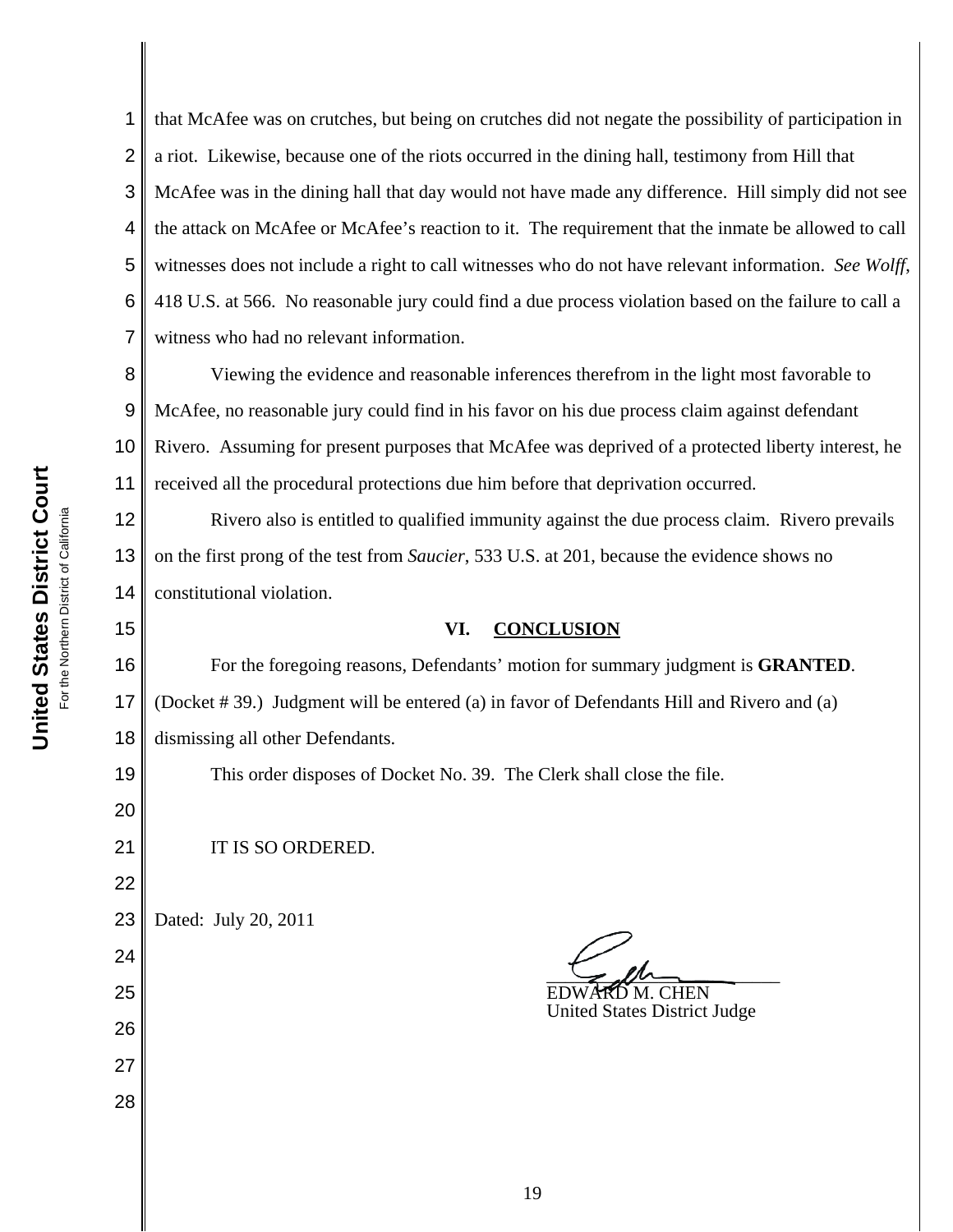that McAfee was on crutches, but being on crutches did not negate the possibility of participation in a riot. Likewise, because one of the riots occurred in the dining hall, testimony from Hill that McAfee was in the dining hall that day would not have made any difference. Hill simply did not see the attack on McAfee or McAfee's reaction to it. The requirement that the inmate be allowed to call witnesses does not include a right to call witnesses who do not have relevant information. *See Wolff*, 418 U.S. at 566. No reasonable jury could find a due process violation based on the failure to call a witness who had no relevant information.

Viewing the evidence and reasonable inferences therefrom in the light most favorable to McAfee, no reasonable jury could find in his favor on his due process claim against defendant Rivero. Assuming for present purposes that McAfee was deprived of a protected liberty interest, he received all the procedural protections due him before that deprivation occurred.

Rivero also is entitled to qualified immunity against the due process claim. Rivero prevails on the first prong of the test from *Saucier*, 533 U.S. at 201, because the evidence shows no constitutional violation.

## VI. CONCLUSION

For the foregoing reasons, Defendants' motion for summary judgment is **GRANTED**. (Docket # 39.) Judgment will be entered (a) in favor of Defendants Hill and Rivero and (a) dismissing all other Defendants.

This order disposes of Docket No. 39. The Clerk shall close the file.

IT IS SO ORDERED.

Dated: July 20, 2011

EDWARD M. CHEN
United States District Judge